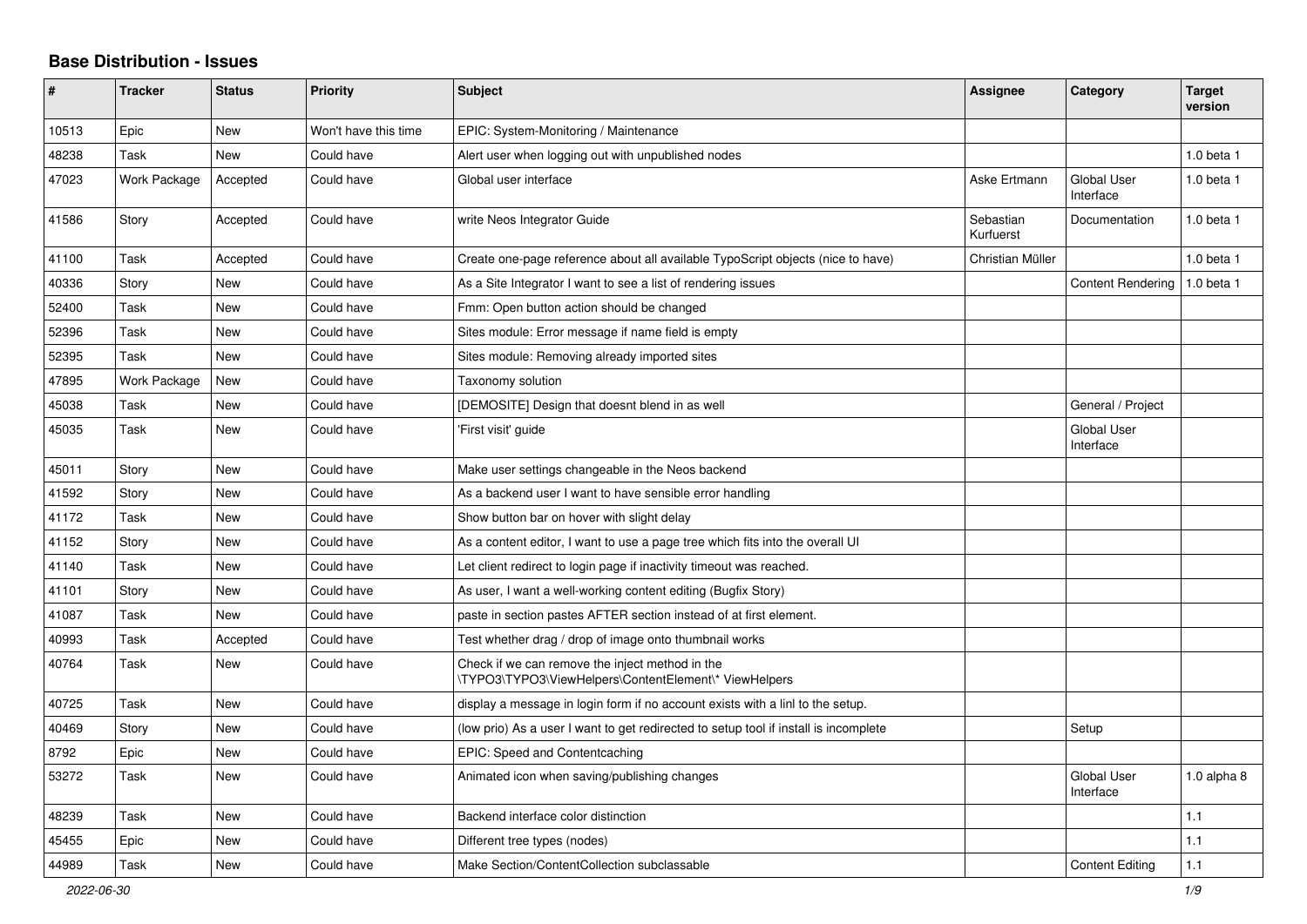# Base Distribution - Issues

| # | Tracker | Status | Priority | Subject | Assignee | Category | Target version |
|---|---|---|---|---|---|---|---|
| 10513 | Epic | New | Won't have this time | EPIC: System-Monitoring / Maintenance | | | |
| 48238 | Task | New | Could have | Alert user when logging out with unpublished nodes | | | 1.0 beta 1 |
| 47023 | Work Package | Accepted | Could have | Global user interface | Aske Ertmann | Global User Interface | 1.0 beta 1 |
| 41586 | Story | Accepted | Could have | write Neos Integrator Guide | Sebastian Kurfuerst | Documentation | 1.0 beta 1 |
| 41100 | Task | Accepted | Could have | Create one-page reference about all available TypoScript objects (nice to have) | Christian Müller | | 1.0 beta 1 |
| 40336 | Story | New | Could have | As a Site Integrator I want to see a list of rendering issues | | Content Rendering | 1.0 beta 1 |
| 52400 | Task | New | Could have | Fmm: Open button action should be changed | | | |
| 52396 | Task | New | Could have | Sites module: Error message if name field is empty | | | |
| 52395 | Task | New | Could have | Sites module: Removing already imported sites | | | |
| 47895 | Work Package | New | Could have | Taxonomy solution | | | |
| 45038 | Task | New | Could have | [DEMOSITE] Design that doesnt blend in as well | | General / Project | |
| 45035 | Task | New | Could have | 'First visit' guide | | Global User Interface | |
| 45011 | Story | New | Could have | Make user settings changeable in the Neos backend | | | |
| 41592 | Story | New | Could have | As a backend user I want to have sensible error handling | | | |
| 41172 | Task | New | Could have | Show button bar on hover with slight delay | | | |
| 41152 | Story | New | Could have | As a content editor, I want to use a page tree which fits into the overall UI | | | |
| 41140 | Task | New | Could have | Let client redirect to login page if inactivity timeout was reached. | | | |
| 41101 | Story | New | Could have | As user, I want a well-working content editing (Bugfix Story) | | | |
| 41087 | Task | New | Could have | paste in section pastes AFTER section instead of at first element. | | | |
| 40993 | Task | Accepted | Could have | Test whether drag / drop of image onto thumbnail works | | | |
| 40764 | Task | New | Could have | Check if we can remove the inject method in the \TYPO3\TYPO3\ViewHelpers\ContentElement\* ViewHelpers | | | |
| 40725 | Task | New | Could have | display a message in login form if no account exists with a linl to the setup. | | | |
| 40469 | Story | New | Could have | (low prio) As a user I want to get redirected to setup tool if install is incomplete | | Setup | |
| 8792 | Epic | New | Could have | EPIC: Speed and Contentcaching | | | |
| 53272 | Task | New | Could have | Animated icon when saving/publishing changes | | Global User Interface | 1.0 alpha 8 |
| 48239 | Task | New | Could have | Backend interface color distinction | | | 1.1 |
| 45455 | Epic | New | Could have | Different tree types (nodes) | | | 1.1 |
| 44989 | Task | New | Could have | Make Section/ContentCollection subclassable | | Content Editing | 1.1 |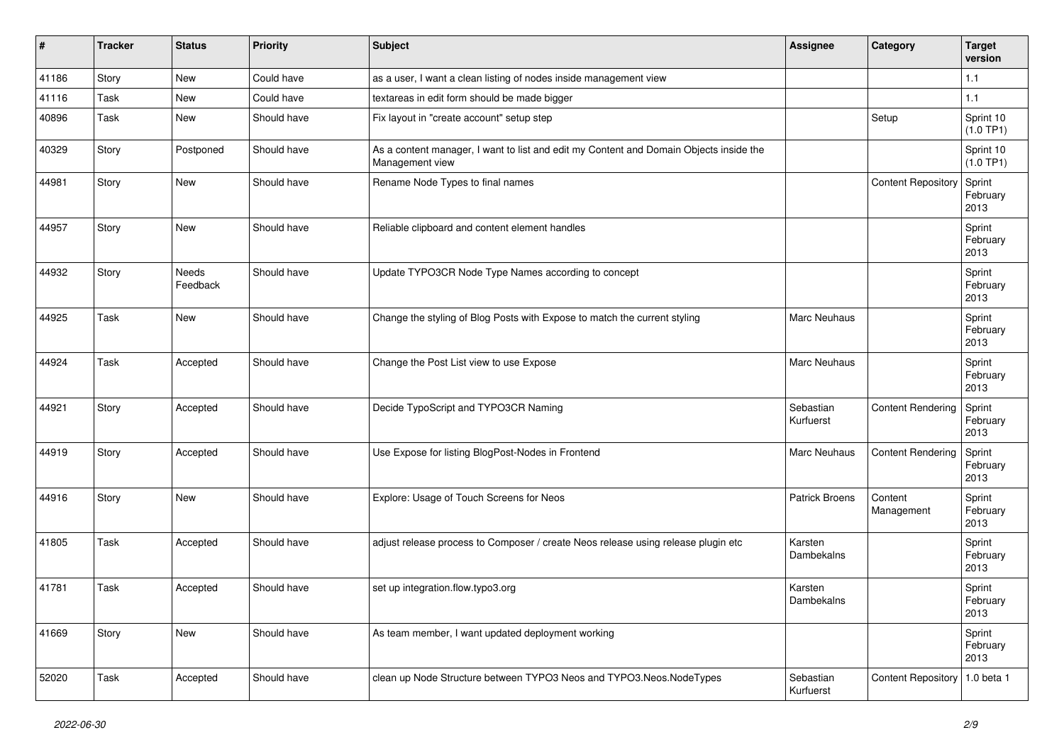| # | Tracker | Status | Priority | Subject | Assignee | Category | Target version |
|---|---|---|---|---|---|---|---|
| 41186 | Story | New | Could have | as a user, I want a clean listing of nodes inside management view | | | 1.1 |
| 41116 | Task | New | Could have | textareas in edit form should be made bigger | | | 1.1 |
| 40896 | Task | New | Should have | Fix layout in "create account" setup step | | Setup | Sprint 10 (1.0 TP1) |
| 40329 | Story | Postponed | Should have | As a content manager, I want to list and edit my Content and Domain Objects inside the Management view | | | Sprint 10 (1.0 TP1) |
| 44981 | Story | New | Should have | Rename Node Types to final names | | Content Repository | Sprint February 2013 |
| 44957 | Story | New | Should have | Reliable clipboard and content element handles | | | Sprint February 2013 |
| 44932 | Story | Needs Feedback | Should have | Update TYPO3CR Node Type Names according to concept | | | Sprint February 2013 |
| 44925 | Task | New | Should have | Change the styling of Blog Posts with Expose to match the current styling | Marc Neuhaus | | Sprint February 2013 |
| 44924 | Task | Accepted | Should have | Change the Post List view to use Expose | Marc Neuhaus | | Sprint February 2013 |
| 44921 | Story | Accepted | Should have | Decide TypoScript and TYPO3CR Naming | Sebastian Kurfuerst | Content Rendering | Sprint February 2013 |
| 44919 | Story | Accepted | Should have | Use Expose for listing BlogPost-Nodes in Frontend | Marc Neuhaus | Content Rendering | Sprint February 2013 |
| 44916 | Story | New | Should have | Explore: Usage of Touch Screens for Neos | Patrick Broens | Content Management | Sprint February 2013 |
| 41805 | Task | Accepted | Should have | adjust release process to Composer / create Neos release using release plugin etc | Karsten Dambekalns | | Sprint February 2013 |
| 41781 | Task | Accepted | Should have | set up integration.flow.typo3.org | Karsten Dambekalns | | Sprint February 2013 |
| 41669 | Story | New | Should have | As team member, I want updated deployment working | | | Sprint February 2013 |
| 52020 | Task | Accepted | Should have | clean up Node Structure between TYPO3 Neos and TYPO3.Neos.NodeTypes | Sebastian Kurfuerst | Content Repository | 1.0 beta 1 |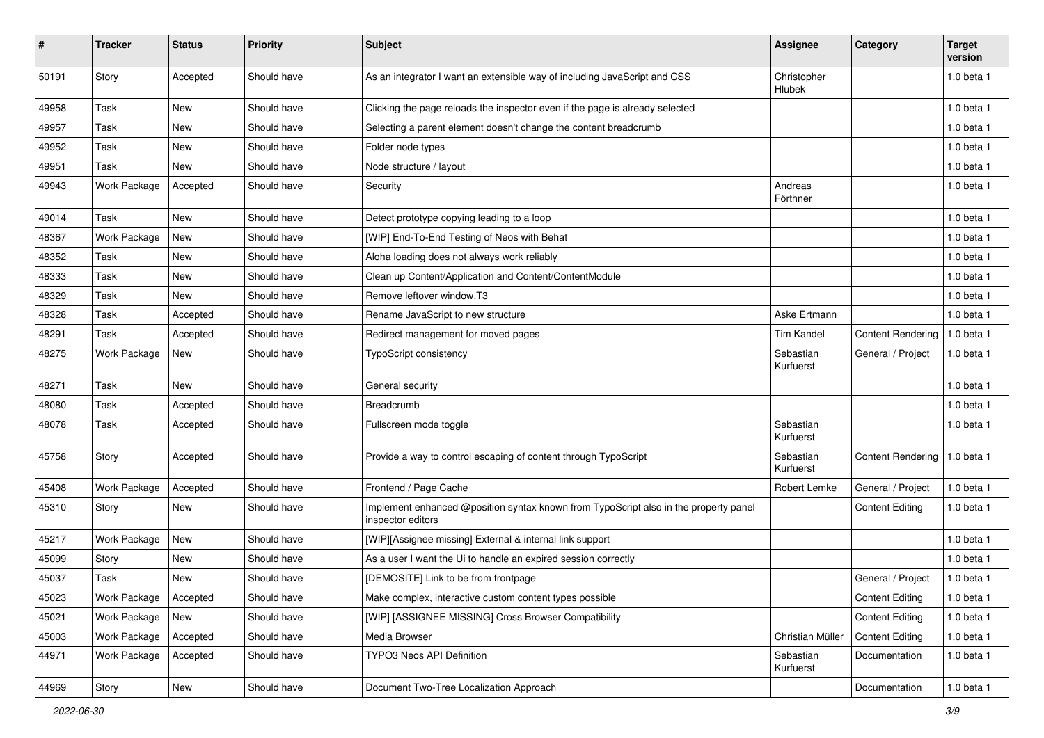| # | Tracker | Status | Priority | Subject | Assignee | Category | Target version |
|---|---|---|---|---|---|---|---|
| 50191 | Story | Accepted | Should have | As an integrator I want an extensible way of including JavaScript and CSS | Christopher Hlubek | | 1.0 beta 1 |
| 49958 | Task | New | Should have | Clicking the page reloads the inspector even if the page is already selected | | | 1.0 beta 1 |
| 49957 | Task | New | Should have | Selecting a parent element doesn't change the content breadcrumb | | | 1.0 beta 1 |
| 49952 | Task | New | Should have | Folder node types | | | 1.0 beta 1 |
| 49951 | Task | New | Should have | Node structure / layout | | | 1.0 beta 1 |
| 49943 | Work Package | Accepted | Should have | Security | Andreas Förthner | | 1.0 beta 1 |
| 49014 | Task | New | Should have | Detect prototype copying leading to a loop | | | 1.0 beta 1 |
| 48367 | Work Package | New | Should have | [WIP] End-To-End Testing of Neos with Behat | | | 1.0 beta 1 |
| 48352 | Task | New | Should have | Aloha loading does not always work reliably | | | 1.0 beta 1 |
| 48333 | Task | New | Should have | Clean up Content/Application and Content/ContentModule | | | 1.0 beta 1 |
| 48329 | Task | New | Should have | Remove leftover window.T3 | | | 1.0 beta 1 |
| 48328 | Task | Accepted | Should have | Rename JavaScript to new structure | Aske Ertmann | | 1.0 beta 1 |
| 48291 | Task | Accepted | Should have | Redirect management for moved pages | Tim Kandel | Content Rendering | 1.0 beta 1 |
| 48275 | Work Package | New | Should have | TypoScript consistency | Sebastian Kurfuerst | General / Project | 1.0 beta 1 |
| 48271 | Task | New | Should have | General security | | | 1.0 beta 1 |
| 48080 | Task | Accepted | Should have | Breadcrumb | | | 1.0 beta 1 |
| 48078 | Task | Accepted | Should have | Fullscreen mode toggle | Sebastian Kurfuerst | | 1.0 beta 1 |
| 45758 | Story | Accepted | Should have | Provide a way to control escaping of content through TypoScript | Sebastian Kurfuerst | Content Rendering | 1.0 beta 1 |
| 45408 | Work Package | Accepted | Should have | Frontend / Page Cache | Robert Lemke | General / Project | 1.0 beta 1 |
| 45310 | Story | New | Should have | Implement enhanced @position syntax known from TypoScript also in the property panel inspector editors | | Content Editing | 1.0 beta 1 |
| 45217 | Work Package | New | Should have | [WIP][Assignee missing] External & internal link support | | | 1.0 beta 1 |
| 45099 | Story | New | Should have | As a user I want the Ui to handle an expired session correctly | | | 1.0 beta 1 |
| 45037 | Task | New | Should have | [DEMOSITE] Link to be from frontpage | | General / Project | 1.0 beta 1 |
| 45023 | Work Package | Accepted | Should have | Make complex, interactive custom content types possible | | Content Editing | 1.0 beta 1 |
| 45021 | Work Package | New | Should have | [WIP] [ASSIGNEE MISSING] Cross Browser Compatibility | | Content Editing | 1.0 beta 1 |
| 45003 | Work Package | Accepted | Should have | Media Browser | Christian Müller | Content Editing | 1.0 beta 1 |
| 44971 | Work Package | Accepted | Should have | TYPO3 Neos API Definition | Sebastian Kurfuerst | Documentation | 1.0 beta 1 |
| 44969 | Story | New | Should have | Document Two-Tree Localization Approach | | Documentation | 1.0 beta 1 |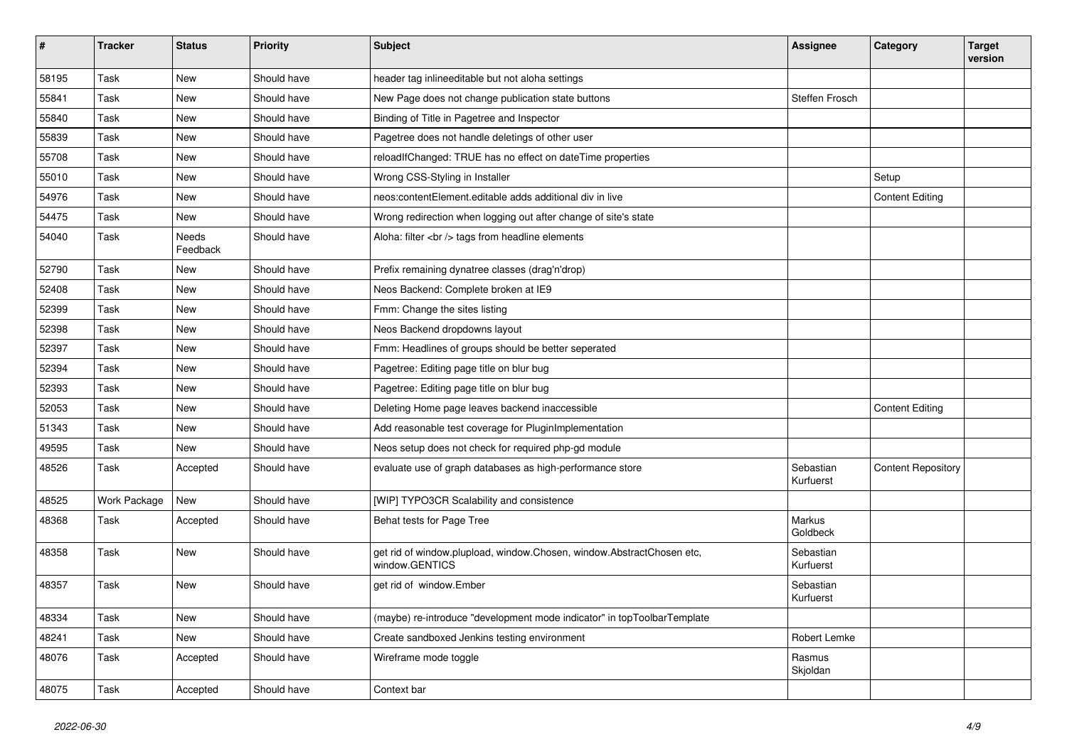| # | Tracker | Status | Priority | Subject | Assignee | Category | Target version |
|---|---|---|---|---|---|---|---|
| 58195 | Task | New | Should have | header tag inlineeditable but not aloha settings | | | |
| 55841 | Task | New | Should have | New Page does not change publication state buttons | Steffen Frosch | | |
| 55840 | Task | New | Should have | Binding of Title in Pagetree and Inspector | | | |
| 55839 | Task | New | Should have | Pagetree does not handle deletings of other user | | | |
| 55708 | Task | New | Should have | reloadIfChanged: TRUE has no effect on dateTime properties | | | |
| 55010 | Task | New | Should have | Wrong CSS-Styling in Installer | | Setup | |
| 54976 | Task | New | Should have | neos:contentElement.editable adds additional div in live | | Content Editing | |
| 54475 | Task | New | Should have | Wrong redirection when logging out after change of site's state | | | |
| 54040 | Task | Needs Feedback | Should have | Aloha: filter <br /> tags from headline elements | | | |
| 52790 | Task | New | Should have | Prefix remaining dynatree classes (drag'n'drop) | | | |
| 52408 | Task | New | Should have | Neos Backend: Complete broken at IE9 | | | |
| 52399 | Task | New | Should have | Fmm: Change the sites listing | | | |
| 52398 | Task | New | Should have | Neos Backend dropdowns layout | | | |
| 52397 | Task | New | Should have | Fmm: Headlines of groups should be better seperated | | | |
| 52394 | Task | New | Should have | Pagetree: Editing page title on blur bug | | | |
| 52393 | Task | New | Should have | Pagetree: Editing page title on blur bug | | | |
| 52053 | Task | New | Should have | Deleting Home page leaves backend inaccessible | | Content Editing | |
| 51343 | Task | New | Should have | Add reasonable test coverage for PluginImplementation | | | |
| 49595 | Task | New | Should have | Neos setup does not check for required php-gd module | | | |
| 48526 | Task | Accepted | Should have | evaluate use of graph databases as high-performance store | Sebastian Kurfuerst | Content Repository | |
| 48525 | Work Package | New | Should have | [WIP] TYPO3CR Scalability and consistence | | | |
| 48368 | Task | Accepted | Should have | Behat tests for Page Tree | Markus Goldbeck | | |
| 48358 | Task | New | Should have | get rid of window.plupload, window.Chosen, window.AbstractChosen etc, window.GENTICS | Sebastian Kurfuerst | | |
| 48357 | Task | New | Should have | get rid of window.Ember | Sebastian Kurfuerst | | |
| 48334 | Task | New | Should have | (maybe) re-introduce "development mode indicator" in topToolbarTemplate | | | |
| 48241 | Task | New | Should have | Create sandboxed Jenkins testing environment | Robert Lemke | | |
| 48076 | Task | Accepted | Should have | Wireframe mode toggle | Rasmus Skjoldan | | |
| 48075 | Task | Accepted | Should have | Context bar | | | |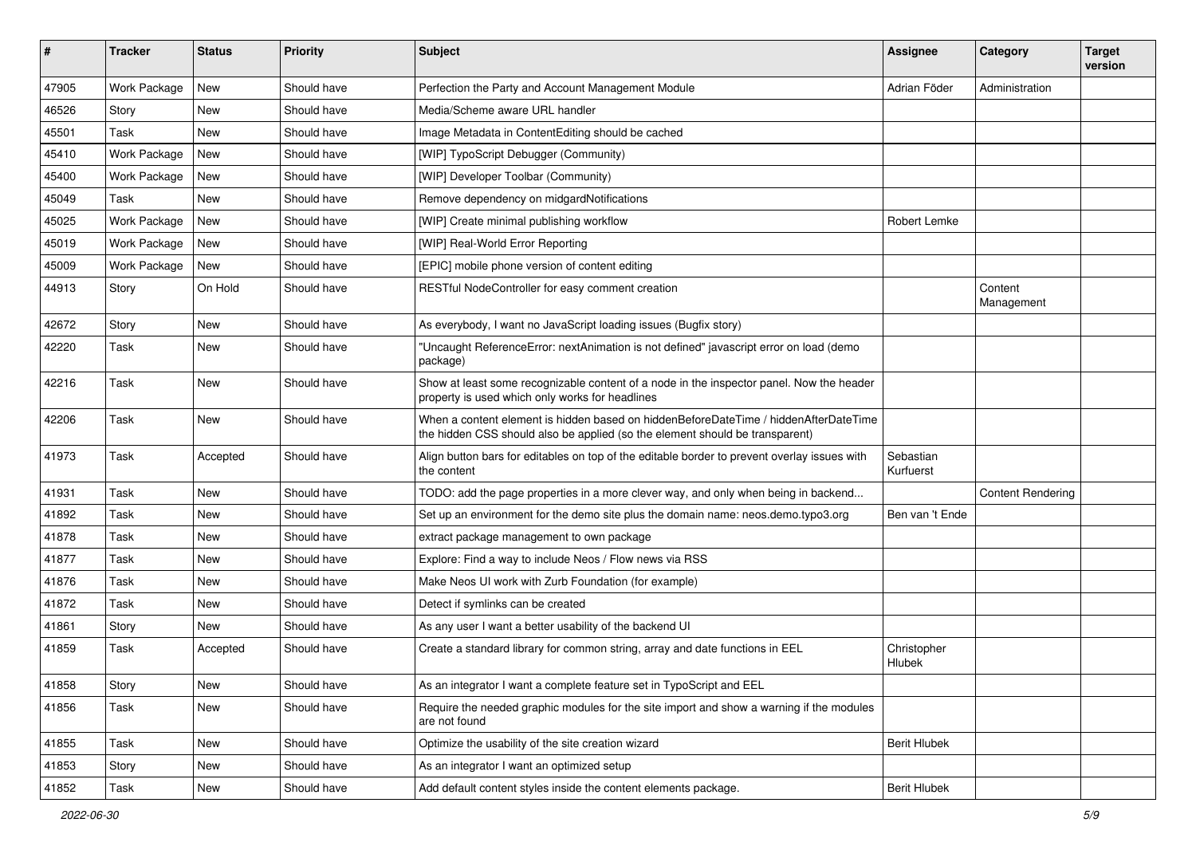| # | Tracker | Status | Priority | Subject | Assignee | Category | Target version |
|---|---|---|---|---|---|---|---|
| 47905 | Work Package | New | Should have | Perfection the Party and Account Management Module | Adrian Föder | Administration | |
| 46526 | Story | New | Should have | Media/Scheme aware URL handler | | | |
| 45501 | Task | New | Should have | Image Metadata in ContentEditing should be cached | | | |
| 45410 | Work Package | New | Should have | [WIP] TypoScript Debugger (Community) | | | |
| 45400 | Work Package | New | Should have | [WIP] Developer Toolbar (Community) | | | |
| 45049 | Task | New | Should have | Remove dependency on midgardNotifications | | | |
| 45025 | Work Package | New | Should have | [WIP] Create minimal publishing workflow | Robert Lemke | | |
| 45019 | Work Package | New | Should have | [WIP] Real-World Error Reporting | | | |
| 45009 | Work Package | New | Should have | [EPIC] mobile phone version of content editing | | | |
| 44913 | Story | On Hold | Should have | RESTful NodeController for easy comment creation | | Content Management | |
| 42672 | Story | New | Should have | As everybody, I want no JavaScript loading issues (Bugfix story) | | | |
| 42220 | Task | New | Should have | "Uncaught ReferenceError: nextAnimation is not defined" javascript error on load (demo package) | | | |
| 42216 | Task | New | Should have | Show at least some recognizable content of a node in the inspector panel. Now the header property is used which only works for headlines | | | |
| 42206 | Task | New | Should have | When a content element is hidden based on hiddenBeforeDateTime / hiddenAfterDateTime the hidden CSS should also be applied (so the element should be transparent) | | | |
| 41973 | Task | Accepted | Should have | Align button bars for editables on top of the editable border to prevent overlay issues with the content | Sebastian Kurfuerst | | |
| 41931 | Task | New | Should have | TODO: add the page properties in a more clever way, and only when being in backend... | | Content Rendering | |
| 41892 | Task | New | Should have | Set up an environment for the demo site plus the domain name: neos.demo.typo3.org | Ben van 't Ende | | |
| 41878 | Task | New | Should have | extract package management to own package | | | |
| 41877 | Task | New | Should have | Explore: Find a way to include Neos / Flow news via RSS | | | |
| 41876 | Task | New | Should have | Make Neos UI work with Zurb Foundation (for example) | | | |
| 41872 | Task | New | Should have | Detect if symlinks can be created | | | |
| 41861 | Story | New | Should have | As any user I want a better usability of the backend UI | | | |
| 41859 | Task | Accepted | Should have | Create a standard library for common string, array and date functions in EEL | Christopher Hlubek | | |
| 41858 | Story | New | Should have | As an integrator I want a complete feature set in TypoScript and EEL | | | |
| 41856 | Task | New | Should have | Require the needed graphic modules for the site import and show a warning if the modules are not found | | | |
| 41855 | Task | New | Should have | Optimize the usability of the site creation wizard | Berit Hlubek | | |
| 41853 | Story | New | Should have | As an integrator I want an optimized setup | | | |
| 41852 | Task | New | Should have | Add default content styles inside the content elements package. | Berit Hlubek | | |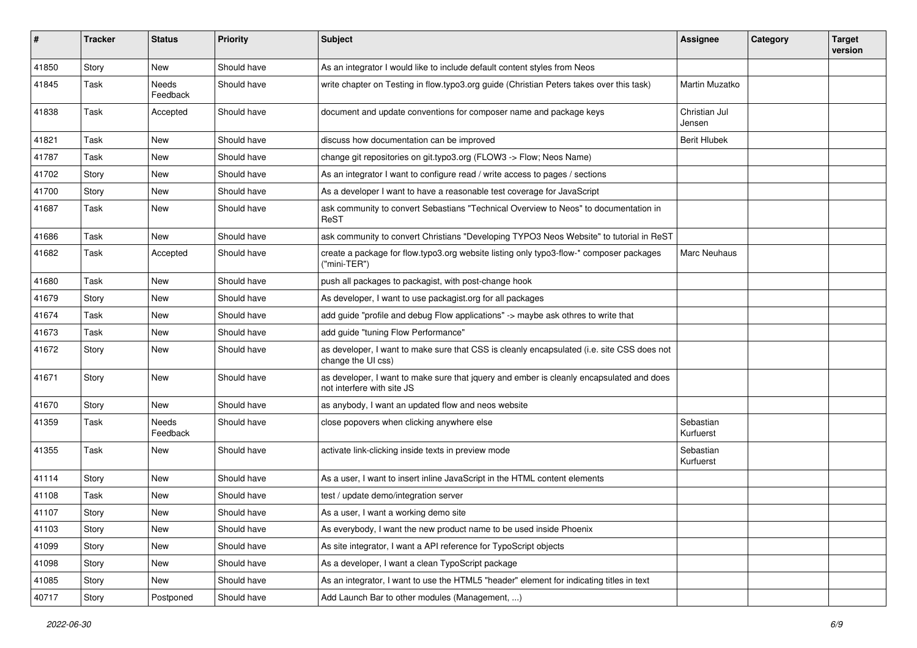| # | Tracker | Status | Priority | Subject | Assignee | Category | Target version |
|---|---|---|---|---|---|---|---|
| 41850 | Story | New | Should have | As an integrator I would like to include default content styles from Neos | | | |
| 41845 | Task | Needs Feedback | Should have | write chapter on Testing in flow.typo3.org guide (Christian Peters takes over this task) | Martin Muzatko | | |
| 41838 | Task | Accepted | Should have | document and update conventions for composer name and package keys | Christian Jul Jensen | | |
| 41821 | Task | New | Should have | discuss how documentation can be improved | Berit Hlubek | | |
| 41787 | Task | New | Should have | change git repositories on git.typo3.org (FLOW3 -> Flow; Neos Name) | | | |
| 41702 | Story | New | Should have | As an integrator I want to configure read / write access to pages / sections | | | |
| 41700 | Story | New | Should have | As a developer I want to have a reasonable test coverage for JavaScript | | | |
| 41687 | Task | New | Should have | ask community to convert Sebastians "Technical Overview to Neos" to documentation in ReST | | | |
| 41686 | Task | New | Should have | ask community to convert Christians "Developing TYPO3 Neos Website" to tutorial in ReST | | | |
| 41682 | Task | Accepted | Should have | create a package for flow.typo3.org website listing only typo3-flow-* composer packages ("mini-TER") | Marc Neuhaus | | |
| 41680 | Task | New | Should have | push all packages to packagist, with post-change hook | | | |
| 41679 | Story | New | Should have | As developer, I want to use packagist.org for all packages | | | |
| 41674 | Task | New | Should have | add guide "profile and debug Flow applications" -> maybe ask othres to write that | | | |
| 41673 | Task | New | Should have | add guide "tuning Flow Performance" | | | |
| 41672 | Story | New | Should have | as developer, I want to make sure that CSS is cleanly encapsulated (i.e. site CSS does not change the UI css) | | | |
| 41671 | Story | New | Should have | as developer, I want to make sure that jquery and ember is cleanly encapsulated and does not interfere with site JS | | | |
| 41670 | Story | New | Should have | as anybody, I want an updated flow and neos website | | | |
| 41359 | Task | Needs Feedback | Should have | close popovers when clicking anywhere else | Sebastian Kurfuerst | | |
| 41355 | Task | New | Should have | activate link-clicking inside texts in preview mode | Sebastian Kurfuerst | | |
| 41114 | Story | New | Should have | As a user, I want to insert inline JavaScript in the HTML content elements | | | |
| 41108 | Task | New | Should have | test / update demo/integration server | | | |
| 41107 | Story | New | Should have | As a user, I want a working demo site | | | |
| 41103 | Story | New | Should have | As everybody, I want the new product name to be used inside Phoenix | | | |
| 41099 | Story | New | Should have | As site integrator, I want a API reference for TypoScript objects | | | |
| 41098 | Story | New | Should have | As a developer, I want a clean TypoScript package | | | |
| 41085 | Story | New | Should have | As an integrator, I want to use the HTML5 "header" element for indicating titles in text | | | |
| 40717 | Story | Postponed | Should have | Add Launch Bar to other modules (Management, ...) | | | |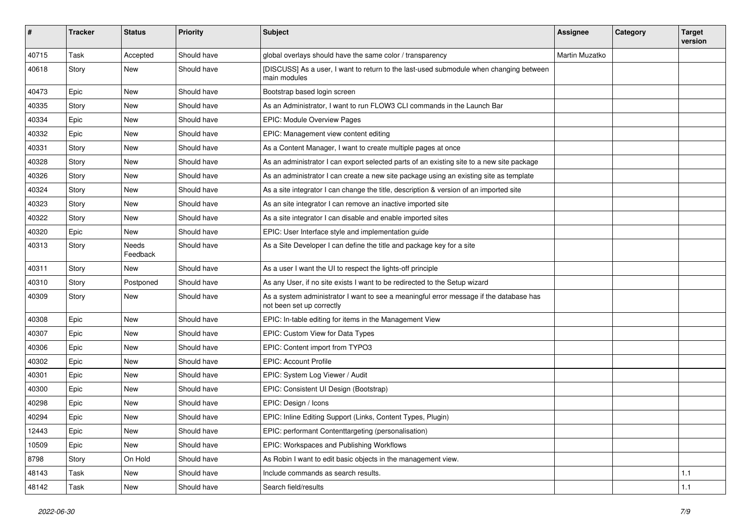| # | Tracker | Status | Priority | Subject | Assignee | Category | Target version |
|---|---|---|---|---|---|---|---|
| 40715 | Task | Accepted | Should have | global overlays should have the same color / transparency | Martin Muzatko | | |
| 40618 | Story | New | Should have | [DISCUSS] As a user, I want to return to the last-used submodule when changing between main modules | | | |
| 40473 | Epic | New | Should have | Bootstrap based login screen | | | |
| 40335 | Story | New | Should have | As an Administrator, I want to run FLOW3 CLI commands in the Launch Bar | | | |
| 40334 | Epic | New | Should have | EPIC: Module Overview Pages | | | |
| 40332 | Epic | New | Should have | EPIC: Management view content editing | | | |
| 40331 | Story | New | Should have | As a Content Manager, I want to create multiple pages at once | | | |
| 40328 | Story | New | Should have | As an administrator I can export selected parts of an existing site to a new site package | | | |
| 40326 | Story | New | Should have | As an administrator I can create a new site package using an existing site as template | | | |
| 40324 | Story | New | Should have | As a site integrator I can change the title, description & version of an imported site | | | |
| 40323 | Story | New | Should have | As an site integrator I can remove an inactive imported site | | | |
| 40322 | Story | New | Should have | As a site integrator I can disable and enable imported sites | | | |
| 40320 | Epic | New | Should have | EPIC: User Interface style and implementation guide | | | |
| 40313 | Story | Needs Feedback | Should have | As a Site Developer I can define the title and package key for a site | | | |
| 40311 | Story | New | Should have | As a user I want the UI to respect the lights-off principle | | | |
| 40310 | Story | Postponed | Should have | As any User, if no site exists I want to be redirected to the Setup wizard | | | |
| 40309 | Story | New | Should have | As a system administrator I want to see a meaningful error message if the database has not been set up correctly | | | |
| 40308 | Epic | New | Should have | EPIC: In-table editing for items in the Management View | | | |
| 40307 | Epic | New | Should have | EPIC: Custom View for Data Types | | | |
| 40306 | Epic | New | Should have | EPIC: Content import from TYPO3 | | | |
| 40302 | Epic | New | Should have | EPIC: Account Profile | | | |
| 40301 | Epic | New | Should have | EPIC: System Log Viewer / Audit | | | |
| 40300 | Epic | New | Should have | EPIC: Consistent UI Design (Bootstrap) | | | |
| 40298 | Epic | New | Should have | EPIC: Design / Icons | | | |
| 40294 | Epic | New | Should have | EPIC: Inline Editing Support (Links, Content Types, Plugin) | | | |
| 12443 | Epic | New | Should have | EPIC: performant Contenttargeting (personalisation) | | | |
| 10509 | Epic | New | Should have | EPIC: Workspaces and Publishing Workflows | | | |
| 8798 | Story | On Hold | Should have | As Robin I want to edit basic objects in the management view. | | | |
| 48143 | Task | New | Should have | Include commands as search results. | | | 1.1 |
| 48142 | Task | New | Should have | Search field/results | | | 1.1 |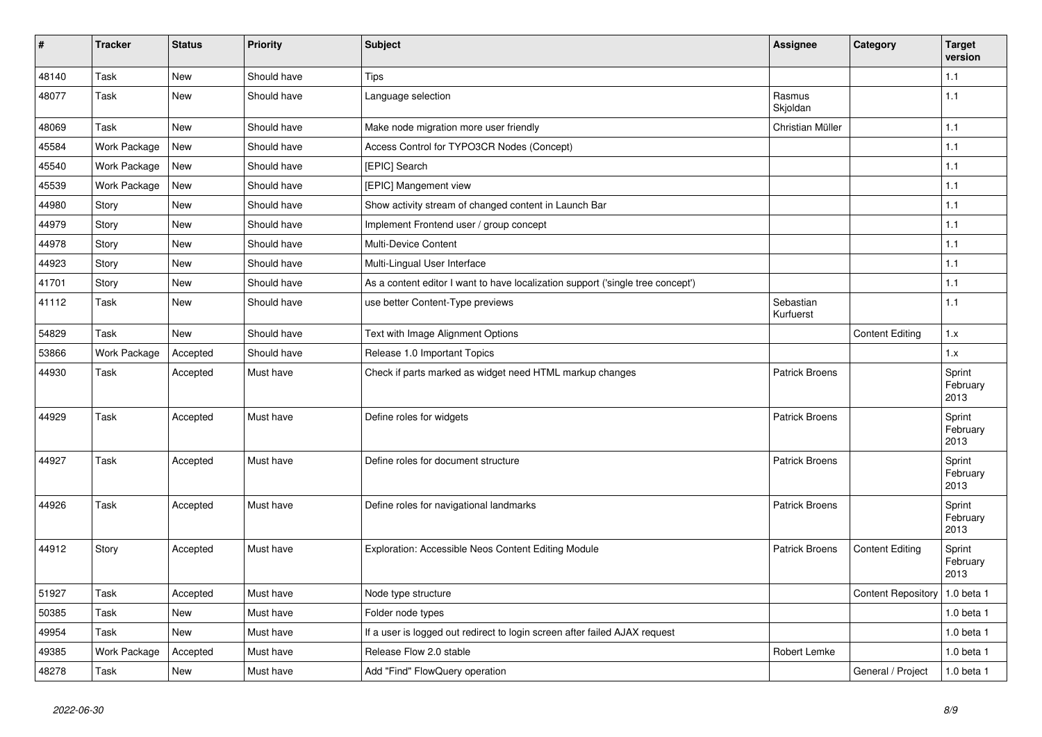| # | Tracker | Status | Priority | Subject | Assignee | Category | Target version |
|---|---|---|---|---|---|---|---|
| 48140 | Task | New | Should have | Tips | | | 1.1 |
| 48077 | Task | New | Should have | Language selection | Rasmus Skjoldan | | 1.1 |
| 48069 | Task | New | Should have | Make node migration more user friendly | Christian Müller | | 1.1 |
| 45584 | Work Package | New | Should have | Access Control for TYPO3CR Nodes (Concept) | | | 1.1 |
| 45540 | Work Package | New | Should have | [EPIC] Search | | | 1.1 |
| 45539 | Work Package | New | Should have | [EPIC] Mangement view | | | 1.1 |
| 44980 | Story | New | Should have | Show activity stream of changed content in Launch Bar | | | 1.1 |
| 44979 | Story | New | Should have | Implement Frontend user / group concept | | | 1.1 |
| 44978 | Story | New | Should have | Multi-Device Content | | | 1.1 |
| 44923 | Story | New | Should have | Multi-Lingual User Interface | | | 1.1 |
| 41701 | Story | New | Should have | As a content editor I want to have localization support ('single tree concept') | | | 1.1 |
| 41112 | Task | New | Should have | use better Content-Type previews | Sebastian Kurfuerst | | 1.1 |
| 54829 | Task | New | Should have | Text with Image Alignment Options | | Content Editing | 1.x |
| 53866 | Work Package | Accepted | Should have | Release 1.0 Important Topics | | | 1.x |
| 44930 | Task | Accepted | Must have | Check if parts marked as widget need HTML markup changes | Patrick Broens | | Sprint February 2013 |
| 44929 | Task | Accepted | Must have | Define roles for widgets | Patrick Broens | | Sprint February 2013 |
| 44927 | Task | Accepted | Must have | Define roles for document structure | Patrick Broens | | Sprint February 2013 |
| 44926 | Task | Accepted | Must have | Define roles for navigational landmarks | Patrick Broens | | Sprint February 2013 |
| 44912 | Story | Accepted | Must have | Exploration: Accessible Neos Content Editing Module | Patrick Broens | Content Editing | Sprint February 2013 |
| 51927 | Task | Accepted | Must have | Node type structure | | Content Repository | 1.0 beta 1 |
| 50385 | Task | New | Must have | Folder node types | | | 1.0 beta 1 |
| 49954 | Task | New | Must have | If a user is logged out redirect to login screen after failed AJAX request | | | 1.0 beta 1 |
| 49385 | Work Package | Accepted | Must have | Release Flow 2.0 stable | Robert Lemke | | 1.0 beta 1 |
| 48278 | Task | New | Must have | Add "Find" FlowQuery operation | | General / Project | 1.0 beta 1 |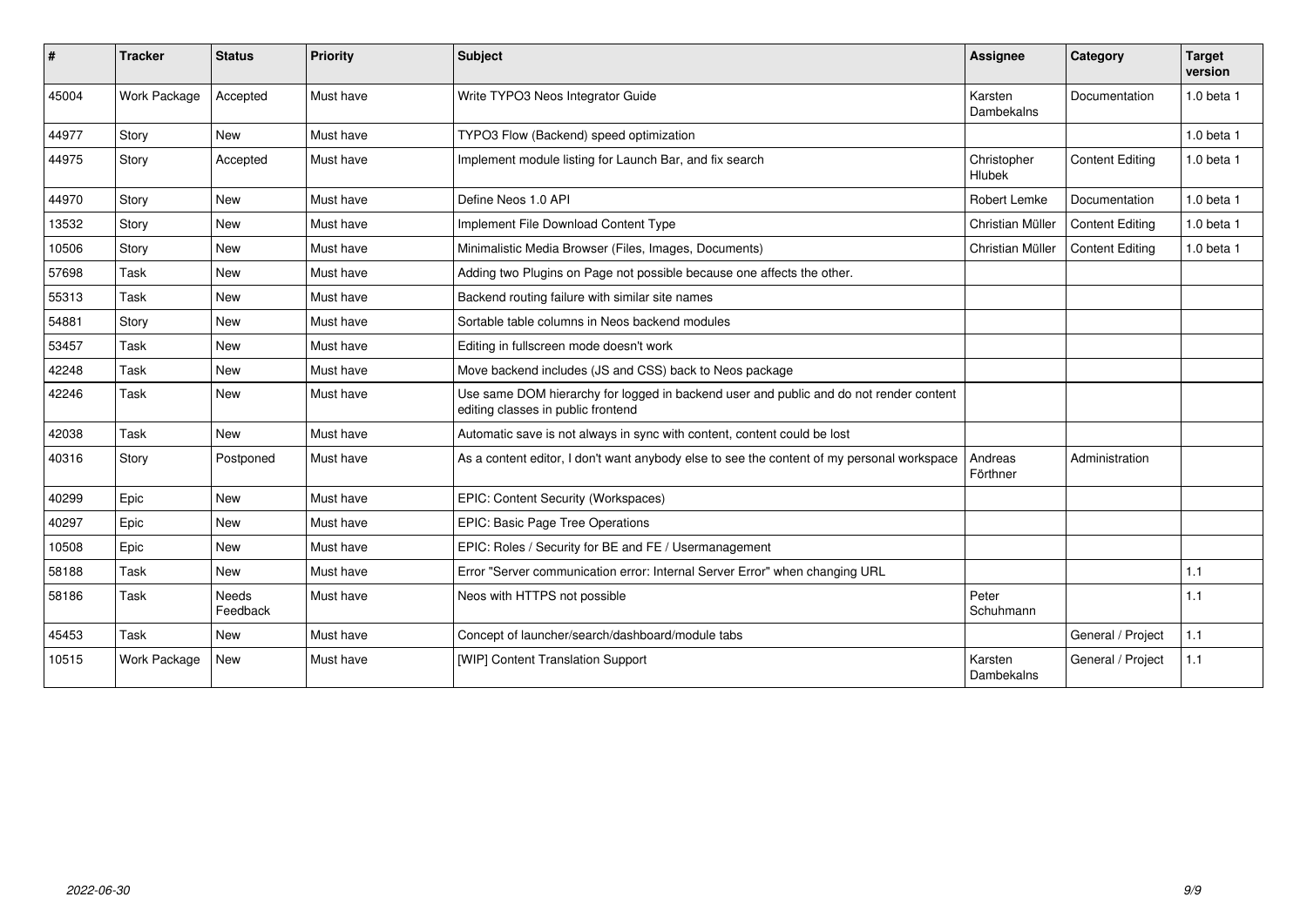| # | Tracker | Status | Priority | Subject | Assignee | Category | Target version |
|---|---|---|---|---|---|---|---|
| 45004 | Work Package | Accepted | Must have | Write TYPO3 Neos Integrator Guide | Karsten Dambekalns | Documentation | 1.0 beta 1 |
| 44977 | Story | New | Must have | TYPO3 Flow (Backend) speed optimization | | | 1.0 beta 1 |
| 44975 | Story | Accepted | Must have | Implement module listing for Launch Bar, and fix search | Christopher Hlubek | Content Editing | 1.0 beta 1 |
| 44970 | Story | New | Must have | Define Neos 1.0 API | Robert Lemke | Documentation | 1.0 beta 1 |
| 13532 | Story | New | Must have | Implement File Download Content Type | Christian Müller | Content Editing | 1.0 beta 1 |
| 10506 | Story | New | Must have | Minimalistic Media Browser (Files, Images, Documents) | Christian Müller | Content Editing | 1.0 beta 1 |
| 57698 | Task | New | Must have | Adding two Plugins on Page not possible because one affects the other. | | | |
| 55313 | Task | New | Must have | Backend routing failure with similar site names | | | |
| 54881 | Story | New | Must have | Sortable table columns in Neos backend modules | | | |
| 53457 | Task | New | Must have | Editing in fullscreen mode doesn't work | | | |
| 42248 | Task | New | Must have | Move backend includes (JS and CSS) back to Neos package | | | |
| 42246 | Task | New | Must have | Use same DOM hierarchy for logged in backend user and public and do not render content editing classes in public frontend | | | |
| 42038 | Task | New | Must have | Automatic save is not always in sync with content, content could be lost | | | |
| 40316 | Story | Postponed | Must have | As a content editor, I don't want anybody else to see the content of my personal workspace | Andreas Förthner | Administration | |
| 40299 | Epic | New | Must have | EPIC: Content Security (Workspaces) | | | |
| 40297 | Epic | New | Must have | EPIC: Basic Page Tree Operations | | | |
| 10508 | Epic | New | Must have | EPIC: Roles / Security for BE and FE / Usermanagement | | | |
| 58188 | Task | New | Must have | Error "Server communication error: Internal Server Error" when changing URL | | | 1.1 |
| 58186 | Task | Needs Feedback | Must have | Neos with HTTPS not possible | Peter Schuhmann | | 1.1 |
| 45453 | Task | New | Must have | Concept of launcher/search/dashboard/module tabs | | General / Project | 1.1 |
| 10515 | Work Package | New | Must have | [WIP] Content Translation Support | Karsten Dambekalns | General / Project | 1.1 |